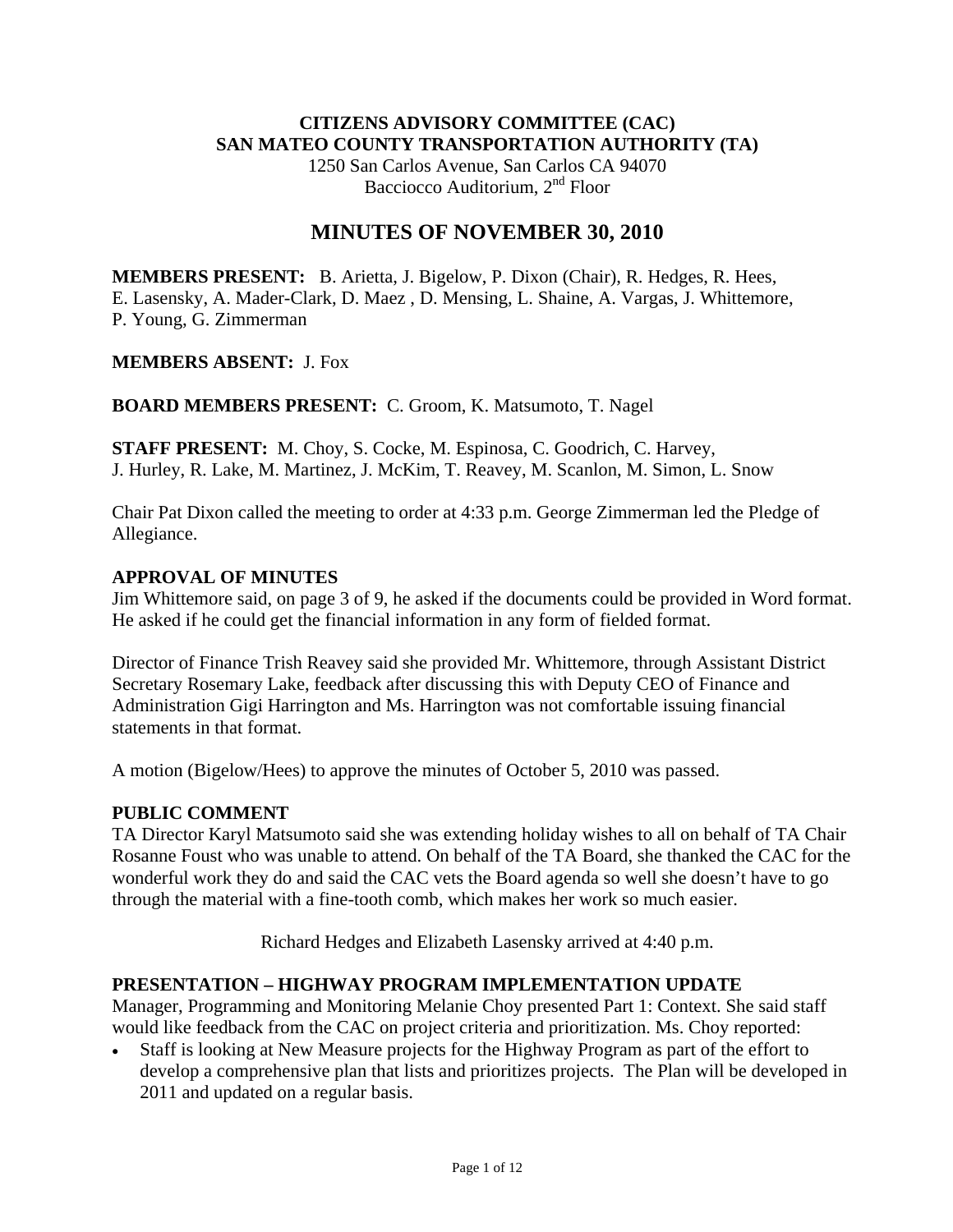**CITIZENS ADVISORY COMMITTEE (CAC)**
**SAN MATEO COUNTY TRANSPORTATION AUTHORITY (TA)**
1250 San Carlos Avenue, San Carlos CA 94070
Bacciocco Auditorium, 2nd Floor

# MINUTES OF NOVEMBER 30, 2010

**MEMBERS PRESENT:** B. Arietta, J. Bigelow, P. Dixon (Chair), R. Hedges, R. Hees, E. Lasensky, A. Mader-Clark, D. Maez , D. Mensing, L. Shaine, A. Vargas, J. Whittemore, P. Young, G. Zimmerman

**MEMBERS ABSENT:** J. Fox

**BOARD MEMBERS PRESENT:** C. Groom, K. Matsumoto, T. Nagel

**STAFF PRESENT:** M. Choy, S. Cocke, M. Espinosa, C. Goodrich, C. Harvey, J. Hurley, R. Lake, M. Martinez, J. McKim, T. Reavey, M. Scanlon, M. Simon, L. Snow

Chair Pat Dixon called the meeting to order at 4:33 p.m. George Zimmerman led the Pledge of Allegiance.

**APPROVAL OF MINUTES**
Jim Whittemore said, on page 3 of 9, he asked if the documents could be provided in Word format. He asked if he could get the financial information in any form of fielded format.

Director of Finance Trish Reavey said she provided Mr. Whittemore, through Assistant District Secretary Rosemary Lake, feedback after discussing this with Deputy CEO of Finance and Administration Gigi Harrington and Ms. Harrington was not comfortable issuing financial statements in that format.

A motion (Bigelow/Hees) to approve the minutes of October 5, 2010 was passed.

**PUBLIC COMMENT**
TA Director Karyl Matsumoto said she was extending holiday wishes to all on behalf of TA Chair Rosanne Foust who was unable to attend. On behalf of the TA Board, she thanked the CAC for the wonderful work they do and said the CAC vets the Board agenda so well she doesn't have to go through the material with a fine-tooth comb, which makes her work so much easier.

Richard Hedges and Elizabeth Lasensky arrived at 4:40 p.m.

**PRESENTATION – HIGHWAY PROGRAM IMPLEMENTATION UPDATE**
Manager, Programming and Monitoring Melanie Choy presented Part 1: Context. She said staff would like feedback from the CAC on project criteria and prioritization. Ms. Choy reported:

- Staff is looking at New Measure projects for the Highway Program as part of the effort to develop a comprehensive plan that lists and prioritizes projects. The Plan will be developed in 2011 and updated on a regular basis.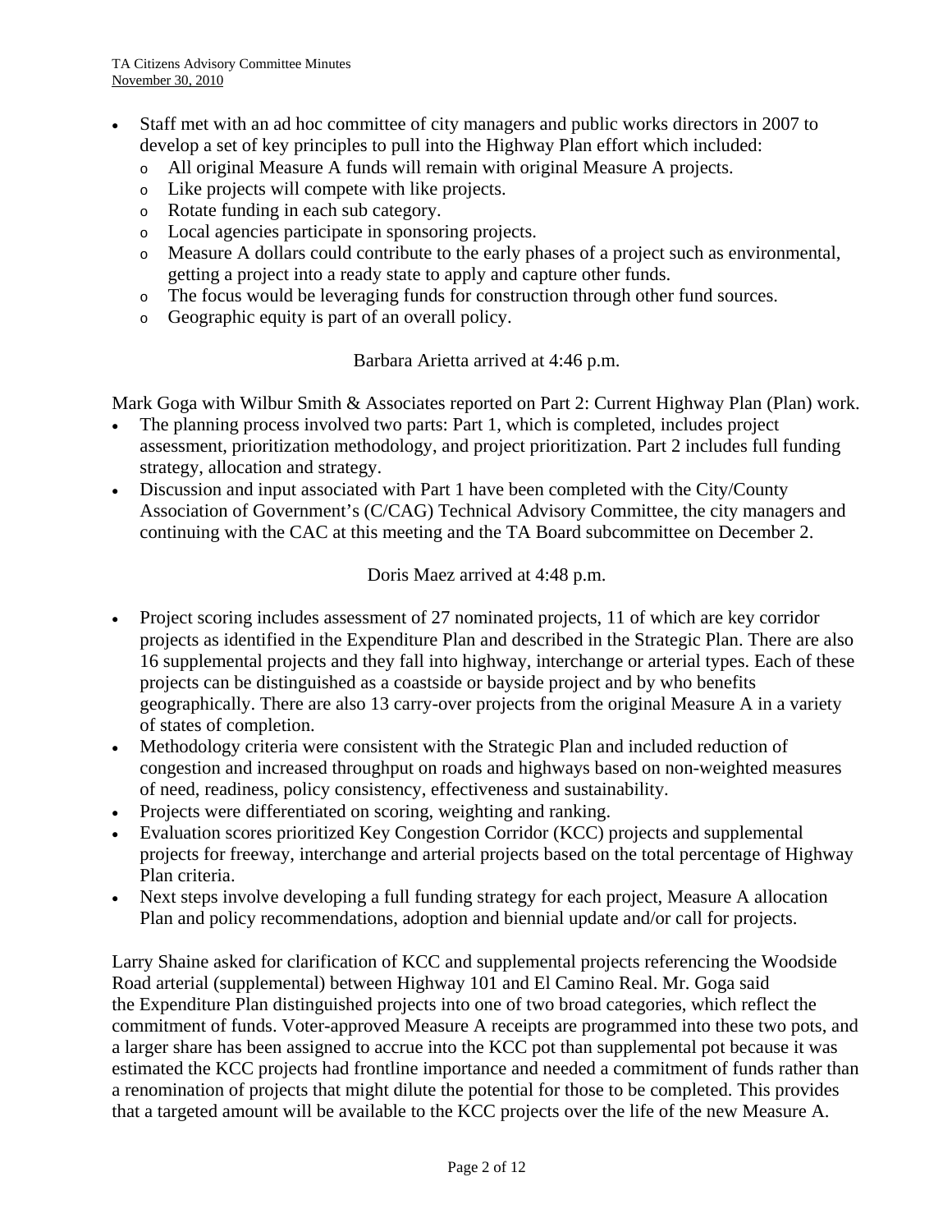- Staff met with an ad hoc committee of city managers and public works directors in 2007 to develop a set of key principles to pull into the Highway Plan effort which included:
  - All original Measure A funds will remain with original Measure A projects.
  - Like projects will compete with like projects.
  - Rotate funding in each sub category.
  - Local agencies participate in sponsoring projects.
  - Measure A dollars could contribute to the early phases of a project such as environmental, getting a project into a ready state to apply and capture other funds.
  - The focus would be leveraging funds for construction through other fund sources.
  - Geographic equity is part of an overall policy.

Barbara Arietta arrived at 4:46 p.m.

Mark Goga with Wilbur Smith & Associates reported on Part 2: Current Highway Plan (Plan) work.

- The planning process involved two parts: Part 1, which is completed, includes project assessment, prioritization methodology, and project prioritization. Part 2 includes full funding strategy, allocation and strategy.
- Discussion and input associated with Part 1 have been completed with the City/County Association of Government's (C/CAG) Technical Advisory Committee, the city managers and continuing with the CAC at this meeting and the TA Board subcommittee on December 2.

Doris Maez arrived at 4:48 p.m.

- Project scoring includes assessment of 27 nominated projects, 11 of which are key corridor projects as identified in the Expenditure Plan and described in the Strategic Plan. There are also 16 supplemental projects and they fall into highway, interchange or arterial types. Each of these projects can be distinguished as a coastside or bayside project and by who benefits geographically. There are also 13 carry-over projects from the original Measure A in a variety of states of completion.
- Methodology criteria were consistent with the Strategic Plan and included reduction of congestion and increased throughput on roads and highways based on non-weighted measures of need, readiness, policy consistency, effectiveness and sustainability.
- Projects were differentiated on scoring, weighting and ranking.
- Evaluation scores prioritized Key Congestion Corridor (KCC) projects and supplemental projects for freeway, interchange and arterial projects based on the total percentage of Highway Plan criteria.
- Next steps involve developing a full funding strategy for each project, Measure A allocation Plan and policy recommendations, adoption and biennial update and/or call for projects.

Larry Shaine asked for clarification of KCC and supplemental projects referencing the Woodside Road arterial (supplemental) between Highway 101 and El Camino Real. Mr. Goga said the Expenditure Plan distinguished projects into one of two broad categories, which reflect the commitment of funds. Voter-approved Measure A receipts are programmed into these two pots, and a larger share has been assigned to accrue into the KCC pot than supplemental pot because it was estimated the KCC projects had frontline importance and needed a commitment of funds rather than a renomination of projects that might dilute the potential for those to be completed. This provides that a targeted amount will be available to the KCC projects over the life of the new Measure A.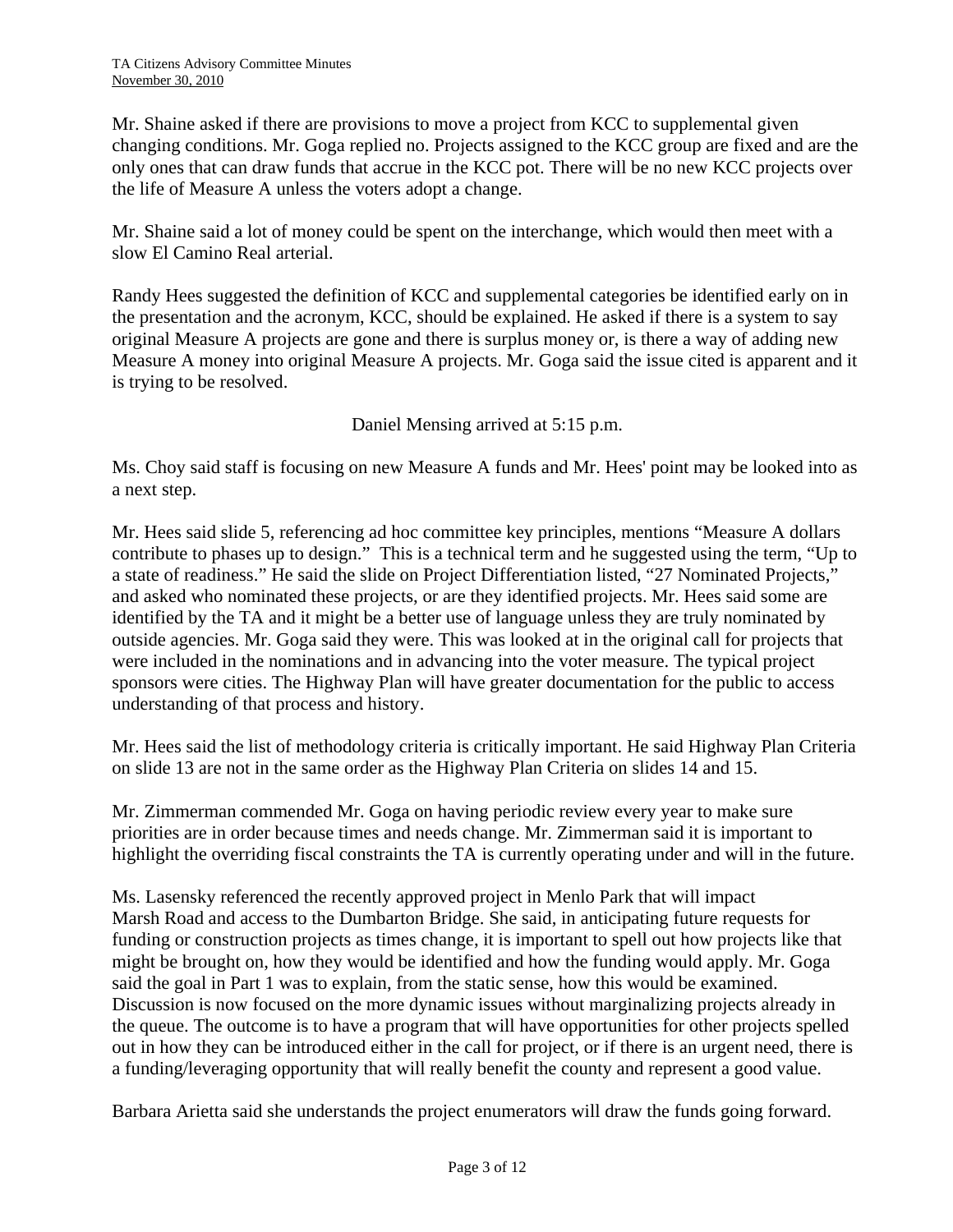Mr. Shaine asked if there are provisions to move a project from KCC to supplemental given changing conditions. Mr. Goga replied no. Projects assigned to the KCC group are fixed and are the only ones that can draw funds that accrue in the KCC pot. There will be no new KCC projects over the life of Measure A unless the voters adopt a change.

Mr. Shaine said a lot of money could be spent on the interchange, which would then meet with a slow El Camino Real arterial.

Randy Hees suggested the definition of KCC and supplemental categories be identified early on in the presentation and the acronym, KCC, should be explained. He asked if there is a system to say original Measure A projects are gone and there is surplus money or, is there a way of adding new Measure A money into original Measure A projects. Mr. Goga said the issue cited is apparent and it is trying to be resolved.

Daniel Mensing arrived at 5:15 p.m.

Ms. Choy said staff is focusing on new Measure A funds and Mr. Hees' point may be looked into as a next step.

Mr. Hees said slide 5, referencing ad hoc committee key principles, mentions "Measure A dollars contribute to phases up to design." This is a technical term and he suggested using the term, "Up to a state of readiness." He said the slide on Project Differentiation listed, "27 Nominated Projects," and asked who nominated these projects, or are they identified projects. Mr. Hees said some are identified by the TA and it might be a better use of language unless they are truly nominated by outside agencies. Mr. Goga said they were. This was looked at in the original call for projects that were included in the nominations and in advancing into the voter measure. The typical project sponsors were cities. The Highway Plan will have greater documentation for the public to access understanding of that process and history.

Mr. Hees said the list of methodology criteria is critically important. He said Highway Plan Criteria on slide 13 are not in the same order as the Highway Plan Criteria on slides 14 and 15.

Mr. Zimmerman commended Mr. Goga on having periodic review every year to make sure priorities are in order because times and needs change. Mr. Zimmerman said it is important to highlight the overriding fiscal constraints the TA is currently operating under and will in the future.

Ms. Lasensky referenced the recently approved project in Menlo Park that will impact Marsh Road and access to the Dumbarton Bridge. She said, in anticipating future requests for funding or construction projects as times change, it is important to spell out how projects like that might be brought on, how they would be identified and how the funding would apply. Mr. Goga said the goal in Part 1 was to explain, from the static sense, how this would be examined. Discussion is now focused on the more dynamic issues without marginalizing projects already in the queue. The outcome is to have a program that will have opportunities for other projects spelled out in how they can be introduced either in the call for project, or if there is an urgent need, there is a funding/leveraging opportunity that will really benefit the county and represent a good value.

Barbara Arietta said she understands the project enumerators will draw the funds going forward.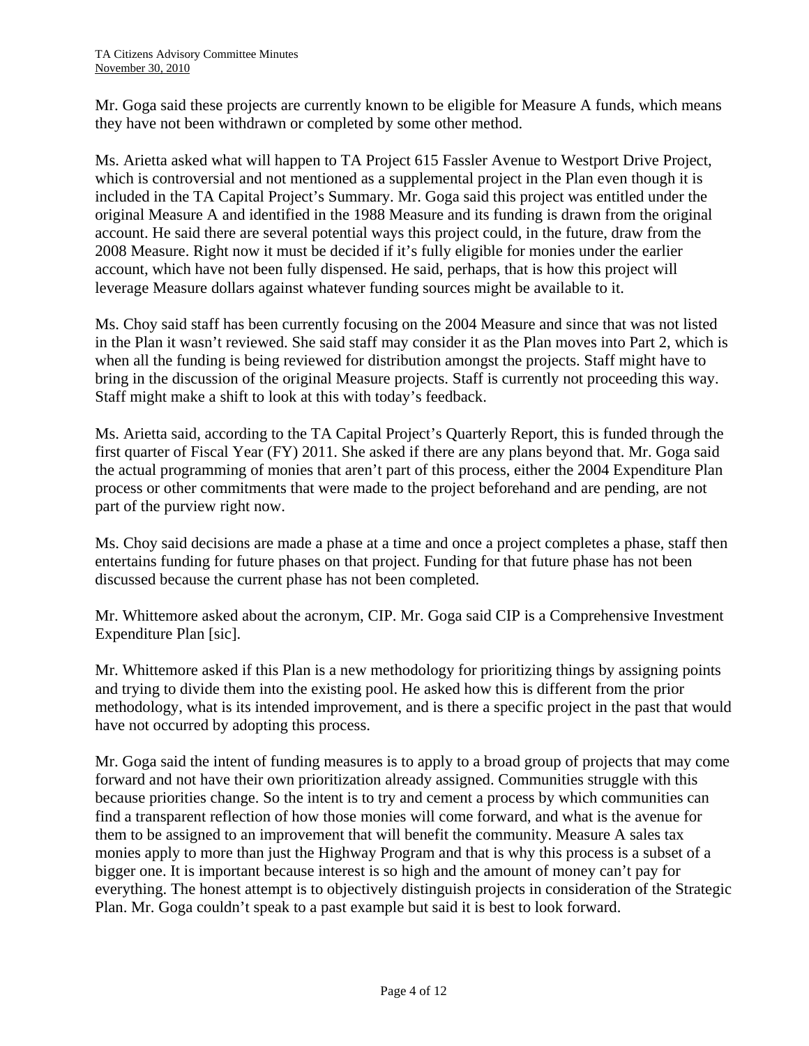Mr. Goga said these projects are currently known to be eligible for Measure A funds, which means they have not been withdrawn or completed by some other method.

Ms. Arietta asked what will happen to TA Project 615 Fassler Avenue to Westport Drive Project, which is controversial and not mentioned as a supplemental project in the Plan even though it is included in the TA Capital Project's Summary. Mr. Goga said this project was entitled under the original Measure A and identified in the 1988 Measure and its funding is drawn from the original account. He said there are several potential ways this project could, in the future, draw from the 2008 Measure. Right now it must be decided if it's fully eligible for monies under the earlier account, which have not been fully dispensed. He said, perhaps, that is how this project will leverage Measure dollars against whatever funding sources might be available to it.

Ms. Choy said staff has been currently focusing on the 2004 Measure and since that was not listed in the Plan it wasn't reviewed. She said staff may consider it as the Plan moves into Part 2, which is when all the funding is being reviewed for distribution amongst the projects. Staff might have to bring in the discussion of the original Measure projects. Staff is currently not proceeding this way. Staff might make a shift to look at this with today's feedback.

Ms. Arietta said, according to the TA Capital Project's Quarterly Report, this is funded through the first quarter of Fiscal Year (FY) 2011. She asked if there are any plans beyond that. Mr. Goga said the actual programming of monies that aren't part of this process, either the 2004 Expenditure Plan process or other commitments that were made to the project beforehand and are pending, are not part of the purview right now.

Ms. Choy said decisions are made a phase at a time and once a project completes a phase, staff then entertains funding for future phases on that project. Funding for that future phase has not been discussed because the current phase has not been completed.

Mr. Whittemore asked about the acronym, CIP. Mr. Goga said CIP is a Comprehensive Investment Expenditure Plan [sic].

Mr. Whittemore asked if this Plan is a new methodology for prioritizing things by assigning points and trying to divide them into the existing pool. He asked how this is different from the prior methodology, what is its intended improvement, and is there a specific project in the past that would have not occurred by adopting this process.

Mr. Goga said the intent of funding measures is to apply to a broad group of projects that may come forward and not have their own prioritization already assigned. Communities struggle with this because priorities change. So the intent is to try and cement a process by which communities can find a transparent reflection of how those monies will come forward, and what is the avenue for them to be assigned to an improvement that will benefit the community. Measure A sales tax monies apply to more than just the Highway Program and that is why this process is a subset of a bigger one. It is important because interest is so high and the amount of money can't pay for everything. The honest attempt is to objectively distinguish projects in consideration of the Strategic Plan. Mr. Goga couldn't speak to a past example but said it is best to look forward.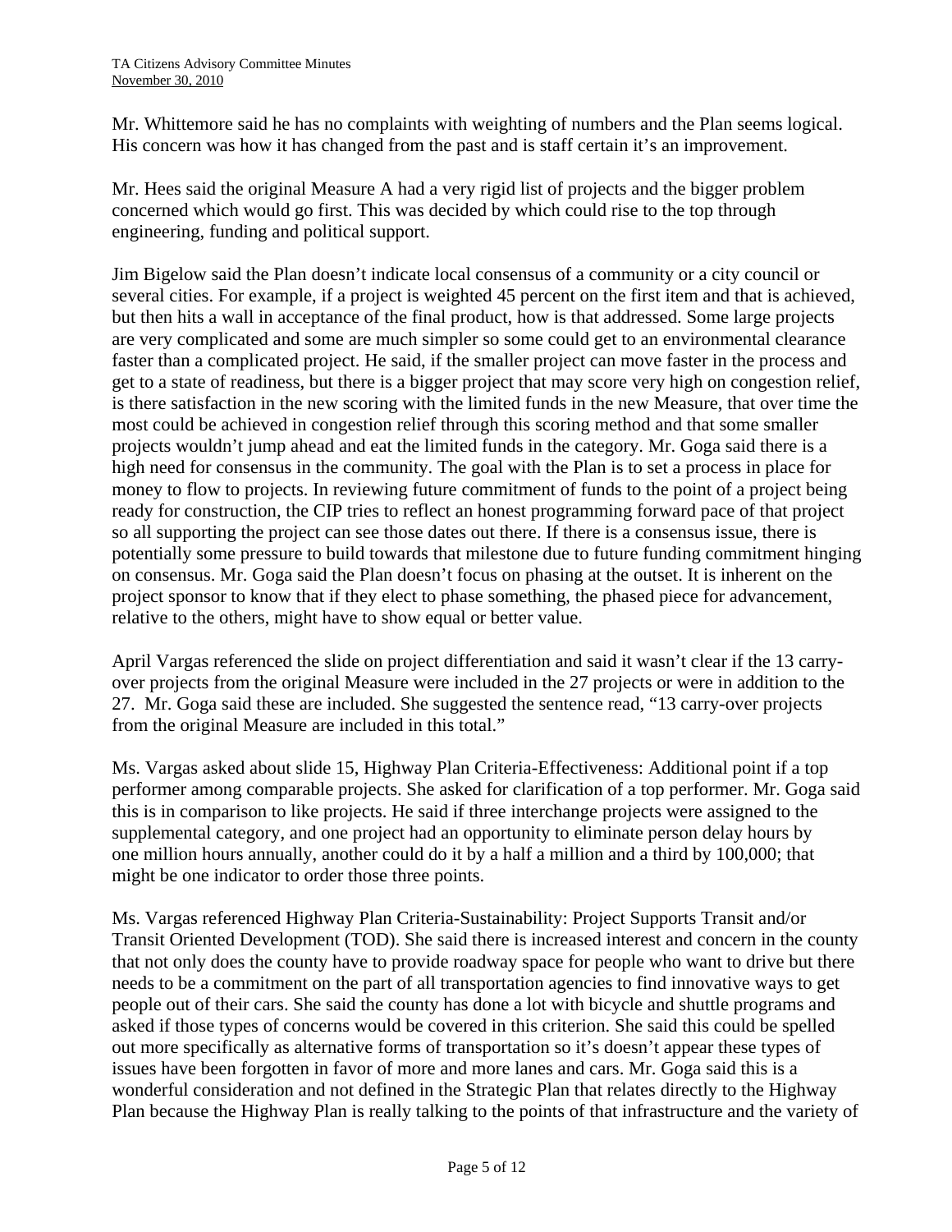Mr. Whittemore said he has no complaints with weighting of numbers and the Plan seems logical. His concern was how it has changed from the past and is staff certain it's an improvement.

Mr. Hees said the original Measure A had a very rigid list of projects and the bigger problem concerned which would go first. This was decided by which could rise to the top through engineering, funding and political support.

Jim Bigelow said the Plan doesn't indicate local consensus of a community or a city council or several cities. For example, if a project is weighted 45 percent on the first item and that is achieved, but then hits a wall in acceptance of the final product, how is that addressed. Some large projects are very complicated and some are much simpler so some could get to an environmental clearance faster than a complicated project. He said, if the smaller project can move faster in the process and get to a state of readiness, but there is a bigger project that may score very high on congestion relief, is there satisfaction in the new scoring with the limited funds in the new Measure, that over time the most could be achieved in congestion relief through this scoring method and that some smaller projects wouldn't jump ahead and eat the limited funds in the category. Mr. Goga said there is a high need for consensus in the community. The goal with the Plan is to set a process in place for money to flow to projects. In reviewing future commitment of funds to the point of a project being ready for construction, the CIP tries to reflect an honest programming forward pace of that project so all supporting the project can see those dates out there. If there is a consensus issue, there is potentially some pressure to build towards that milestone due to future funding commitment hinging on consensus. Mr. Goga said the Plan doesn't focus on phasing at the outset. It is inherent on the project sponsor to know that if they elect to phase something, the phased piece for advancement, relative to the others, might have to show equal or better value.

April Vargas referenced the slide on project differentiation and said it wasn't clear if the 13 carry-over projects from the original Measure were included in the 27 projects or were in addition to the 27. Mr. Goga said these are included. She suggested the sentence read, "13 carry-over projects from the original Measure are included in this total."

Ms. Vargas asked about slide 15, Highway Plan Criteria-Effectiveness: Additional point if a top performer among comparable projects. She asked for clarification of a top performer. Mr. Goga said this is in comparison to like projects. He said if three interchange projects were assigned to the supplemental category, and one project had an opportunity to eliminate person delay hours by one million hours annually, another could do it by a half a million and a third by 100,000; that might be one indicator to order those three points.

Ms. Vargas referenced Highway Plan Criteria-Sustainability: Project Supports Transit and/or Transit Oriented Development (TOD). She said there is increased interest and concern in the county that not only does the county have to provide roadway space for people who want to drive but there needs to be a commitment on the part of all transportation agencies to find innovative ways to get people out of their cars. She said the county has done a lot with bicycle and shuttle programs and asked if those types of concerns would be covered in this criterion. She said this could be spelled out more specifically as alternative forms of transportation so it's doesn't appear these types of issues have been forgotten in favor of more and more lanes and cars. Mr. Goga said this is a wonderful consideration and not defined in the Strategic Plan that relates directly to the Highway Plan because the Highway Plan is really talking to the points of that infrastructure and the variety of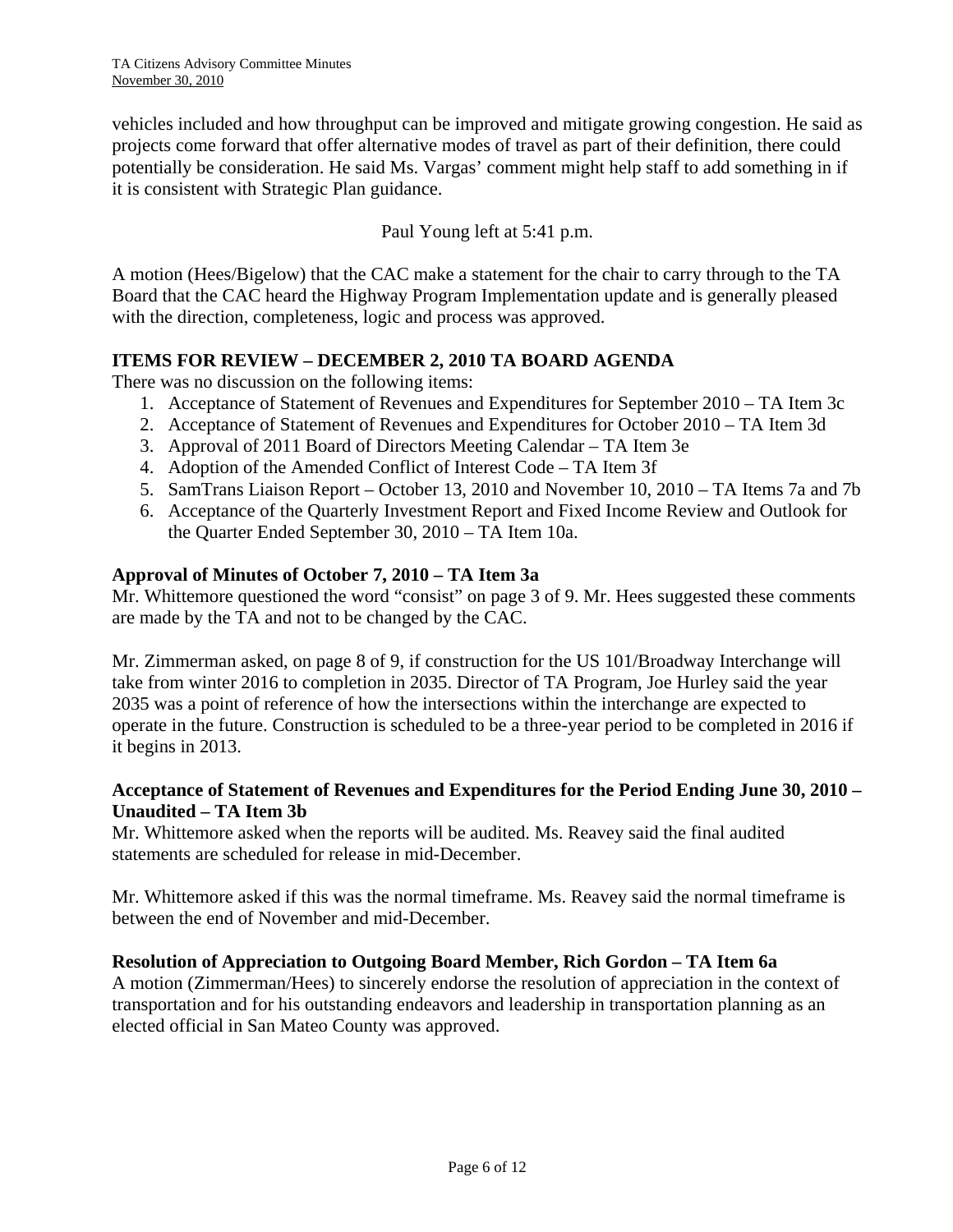vehicles included and how throughput can be improved and mitigate growing congestion. He said as projects come forward that offer alternative modes of travel as part of their definition, there could potentially be consideration. He said Ms. Vargas' comment might help staff to add something in if it is consistent with Strategic Plan guidance.

Paul Young left at 5:41 p.m.

A motion (Hees/Bigelow) that the CAC make a statement for the chair to carry through to the TA Board that the CAC heard the Highway Program Implementation update and is generally pleased with the direction, completeness, logic and process was approved.

**ITEMS FOR REVIEW – DECEMBER 2, 2010 TA BOARD AGENDA**

There was no discussion on the following items:

1. Acceptance of Statement of Revenues and Expenditures for September 2010 – TA Item 3c
2. Acceptance of Statement of Revenues and Expenditures for October 2010 – TA Item 3d
3. Approval of 2011 Board of Directors Meeting Calendar – TA Item 3e
4. Adoption of the Amended Conflict of Interest Code – TA Item 3f
5. SamTrans Liaison Report – October 13, 2010 and November 10, 2010 – TA Items 7a and 7b
6. Acceptance of the Quarterly Investment Report and Fixed Income Review and Outlook for the Quarter Ended September 30, 2010 – TA Item 10a.

**Approval of Minutes of October 7, 2010 – TA Item 3a**

Mr. Whittemore questioned the word "consist" on page 3 of 9. Mr. Hees suggested these comments are made by the TA and not to be changed by the CAC.

Mr. Zimmerman asked, on page 8 of 9, if construction for the US 101/Broadway Interchange will take from winter 2016 to completion in 2035. Director of TA Program, Joe Hurley said the year 2035 was a point of reference of how the intersections within the interchange are expected to operate in the future. Construction is scheduled to be a three-year period to be completed in 2016 if it begins in 2013.

**Acceptance of Statement of Revenues and Expenditures for the Period Ending June 30, 2010 – Unaudited – TA Item 3b**

Mr. Whittemore asked when the reports will be audited. Ms. Reavey said the final audited statements are scheduled for release in mid-December.

Mr. Whittemore asked if this was the normal timeframe. Ms. Reavey said the normal timeframe is between the end of November and mid-December.

**Resolution of Appreciation to Outgoing Board Member, Rich Gordon – TA Item 6a**

A motion (Zimmerman/Hees) to sincerely endorse the resolution of appreciation in the context of transportation and for his outstanding endeavors and leadership in transportation planning as an elected official in San Mateo County was approved.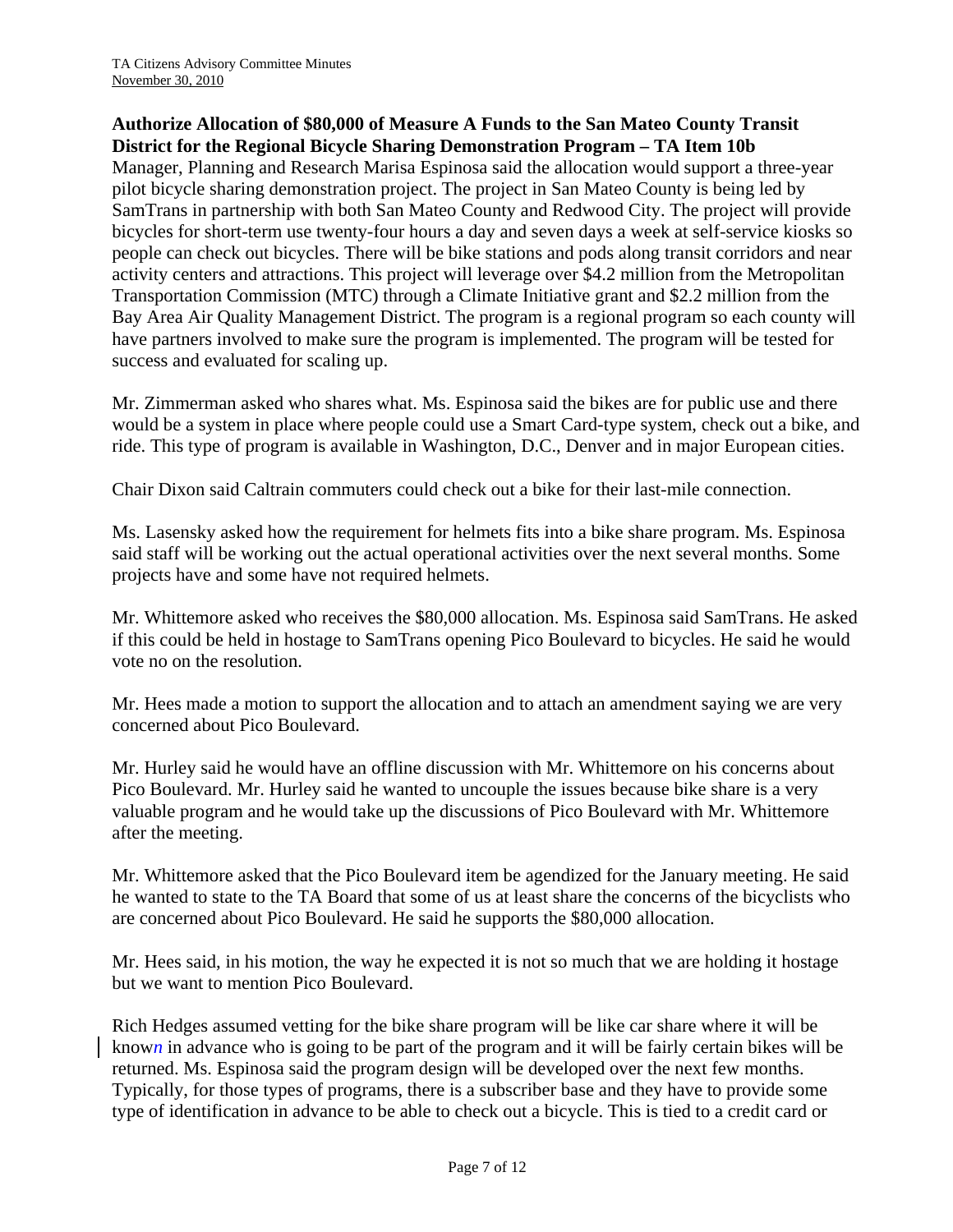**Authorize Allocation of $80,000 of Measure A Funds to the San Mateo County Transit District for the Regional Bicycle Sharing Demonstration Program – TA Item 10b**

Manager, Planning and Research Marisa Espinosa said the allocation would support a three-year pilot bicycle sharing demonstration project. The project in San Mateo County is being led by SamTrans in partnership with both San Mateo County and Redwood City. The project will provide bicycles for short-term use twenty-four hours a day and seven days a week at self-service kiosks so people can check out bicycles. There will be bike stations and pods along transit corridors and near activity centers and attractions. This project will leverage over $4.2 million from the Metropolitan Transportation Commission (MTC) through a Climate Initiative grant and $2.2 million from the Bay Area Air Quality Management District. The program is a regional program so each county will have partners involved to make sure the program is implemented. The program will be tested for success and evaluated for scaling up.

Mr. Zimmerman asked who shares what. Ms. Espinosa said the bikes are for public use and there would be a system in place where people could use a Smart Card-type system, check out a bike, and ride. This type of program is available in Washington, D.C., Denver and in major European cities.

Chair Dixon said Caltrain commuters could check out a bike for their last-mile connection.

Ms. Lasensky asked how the requirement for helmets fits into a bike share program. Ms. Espinosa said staff will be working out the actual operational activities over the next several months. Some projects have and some have not required helmets.

Mr. Whittemore asked who receives the $80,000 allocation. Ms. Espinosa said SamTrans. He asked if this could be held in hostage to SamTrans opening Pico Boulevard to bicycles. He said he would vote no on the resolution.

Mr. Hees made a motion to support the allocation and to attach an amendment saying we are very concerned about Pico Boulevard.

Mr. Hurley said he would have an offline discussion with Mr. Whittemore on his concerns about Pico Boulevard. Mr. Hurley said he wanted to uncouple the issues because bike share is a very valuable program and he would take up the discussions of Pico Boulevard with Mr. Whittemore after the meeting.

Mr. Whittemore asked that the Pico Boulevard item be agendized for the January meeting. He said he wanted to state to the TA Board that some of us at least share the concerns of the bicyclists who are concerned about Pico Boulevard. He said he supports the $80,000 allocation.

Mr. Hees said, in his motion, the way he expected it is not so much that we are holding it hostage but we want to mention Pico Boulevard.

Rich Hedges assumed vetting for the bike share program will be like car share where it will be known in advance who is going to be part of the program and it will be fairly certain bikes will be returned. Ms. Espinosa said the program design will be developed over the next few months. Typically, for those types of programs, there is a subscriber base and they have to provide some type of identification in advance to be able to check out a bicycle. This is tied to a credit card or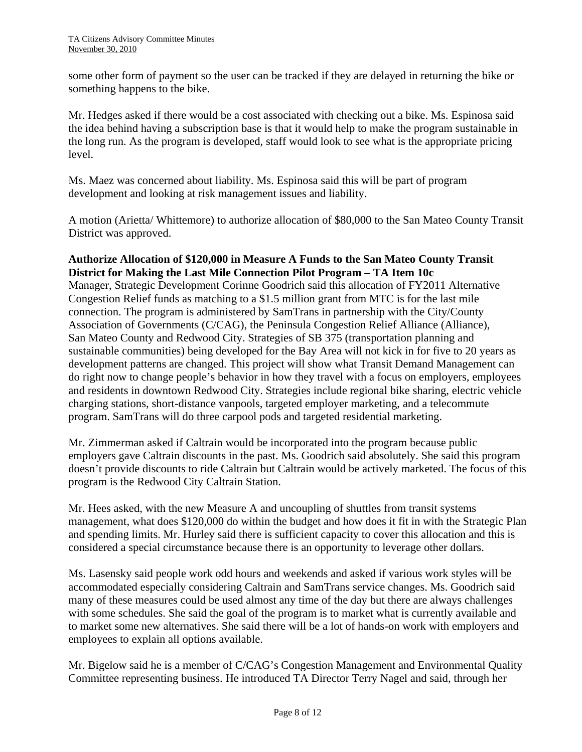some other form of payment so the user can be tracked if they are delayed in returning the bike or something happens to the bike.

Mr. Hedges asked if there would be a cost associated with checking out a bike. Ms. Espinosa said the idea behind having a subscription base is that it would help to make the program sustainable in the long run. As the program is developed, staff would look to see what is the appropriate pricing level.

Ms. Maez was concerned about liability. Ms. Espinosa said this will be part of program development and looking at risk management issues and liability.

A motion (Arietta/ Whittemore) to authorize allocation of $80,000 to the San Mateo County Transit District was approved.

**Authorize Allocation of $120,000 in Measure A Funds to the San Mateo County Transit District for Making the Last Mile Connection Pilot Program – TA Item 10c**

Manager, Strategic Development Corinne Goodrich said this allocation of FY2011 Alternative Congestion Relief funds as matching to a $1.5 million grant from MTC is for the last mile connection. The program is administered by SamTrans in partnership with the City/County Association of Governments (C/CAG), the Peninsula Congestion Relief Alliance (Alliance), San Mateo County and Redwood City. Strategies of SB 375 (transportation planning and sustainable communities) being developed for the Bay Area will not kick in for five to 20 years as development patterns are changed. This project will show what Transit Demand Management can do right now to change people's behavior in how they travel with a focus on employers, employees and residents in downtown Redwood City. Strategies include regional bike sharing, electric vehicle charging stations, short-distance vanpools, targeted employer marketing, and a telecommute program. SamTrans will do three carpool pods and targeted residential marketing.

Mr. Zimmerman asked if Caltrain would be incorporated into the program because public employers gave Caltrain discounts in the past. Ms. Goodrich said absolutely. She said this program doesn't provide discounts to ride Caltrain but Caltrain would be actively marketed. The focus of this program is the Redwood City Caltrain Station.

Mr. Hees asked, with the new Measure A and uncoupling of shuttles from transit systems management, what does $120,000 do within the budget and how does it fit in with the Strategic Plan and spending limits. Mr. Hurley said there is sufficient capacity to cover this allocation and this is considered a special circumstance because there is an opportunity to leverage other dollars.

Ms. Lasensky said people work odd hours and weekends and asked if various work styles will be accommodated especially considering Caltrain and SamTrans service changes. Ms. Goodrich said many of these measures could be used almost any time of the day but there are always challenges with some schedules. She said the goal of the program is to market what is currently available and to market some new alternatives. She said there will be a lot of hands-on work with employers and employees to explain all options available.

Mr. Bigelow said he is a member of C/CAG's Congestion Management and Environmental Quality Committee representing business. He introduced TA Director Terry Nagel and said, through her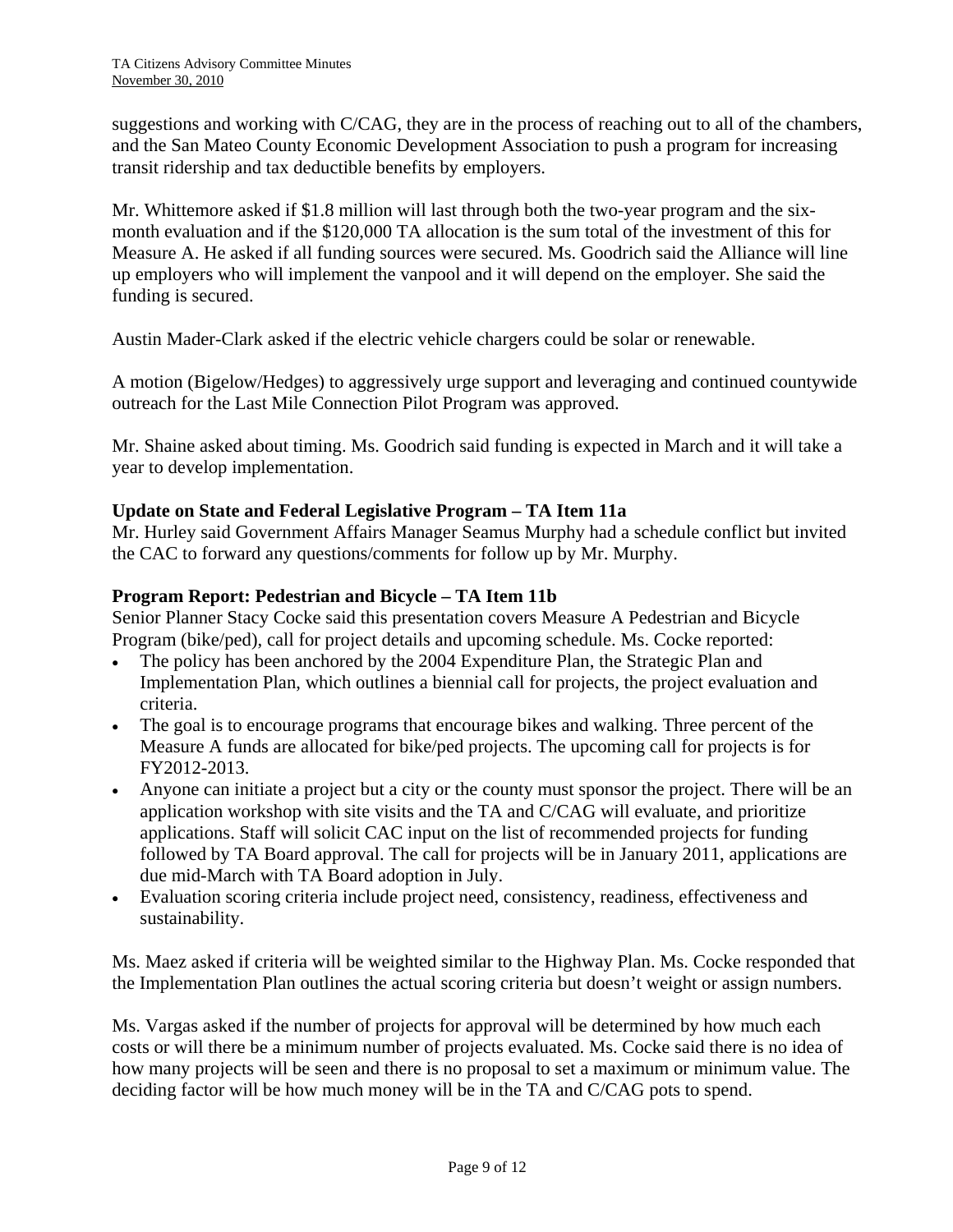suggestions and working with C/CAG, they are in the process of reaching out to all of the chambers, and the San Mateo County Economic Development Association to push a program for increasing transit ridership and tax deductible benefits by employers.

Mr. Whittemore asked if $1.8 million will last through both the two-year program and the six-month evaluation and if the $120,000 TA allocation is the sum total of the investment of this for Measure A. He asked if all funding sources were secured. Ms. Goodrich said the Alliance will line up employers who will implement the vanpool and it will depend on the employer. She said the funding is secured.

Austin Mader-Clark asked if the electric vehicle chargers could be solar or renewable.

A motion (Bigelow/Hedges) to aggressively urge support and leveraging and continued countywide outreach for the Last Mile Connection Pilot Program was approved.

Mr. Shaine asked about timing. Ms. Goodrich said funding is expected in March and it will take a year to develop implementation.

**Update on State and Federal Legislative Program – TA Item 11a**
Mr. Hurley said Government Affairs Manager Seamus Murphy had a schedule conflict but invited the CAC to forward any questions/comments for follow up by Mr. Murphy.

**Program Report: Pedestrian and Bicycle – TA Item 11b**
Senior Planner Stacy Cocke said this presentation covers Measure A Pedestrian and Bicycle Program (bike/ped), call for project details and upcoming schedule. Ms. Cocke reported:

- The policy has been anchored by the 2004 Expenditure Plan, the Strategic Plan and Implementation Plan, which outlines a biennial call for projects, the project evaluation and criteria.
- The goal is to encourage programs that encourage bikes and walking. Three percent of the Measure A funds are allocated for bike/ped projects. The upcoming call for projects is for FY2012-2013.
- Anyone can initiate a project but a city or the county must sponsor the project. There will be an application workshop with site visits and the TA and C/CAG will evaluate, and prioritize applications. Staff will solicit CAC input on the list of recommended projects for funding followed by TA Board approval. The call for projects will be in January 2011, applications are due mid-March with TA Board adoption in July.
- Evaluation scoring criteria include project need, consistency, readiness, effectiveness and sustainability.

Ms. Maez asked if criteria will be weighted similar to the Highway Plan. Ms. Cocke responded that the Implementation Plan outlines the actual scoring criteria but doesn't weight or assign numbers.

Ms. Vargas asked if the number of projects for approval will be determined by how much each costs or will there be a minimum number of projects evaluated. Ms. Cocke said there is no idea of how many projects will be seen and there is no proposal to set a maximum or minimum value. The deciding factor will be how much money will be in the TA and C/CAG pots to spend.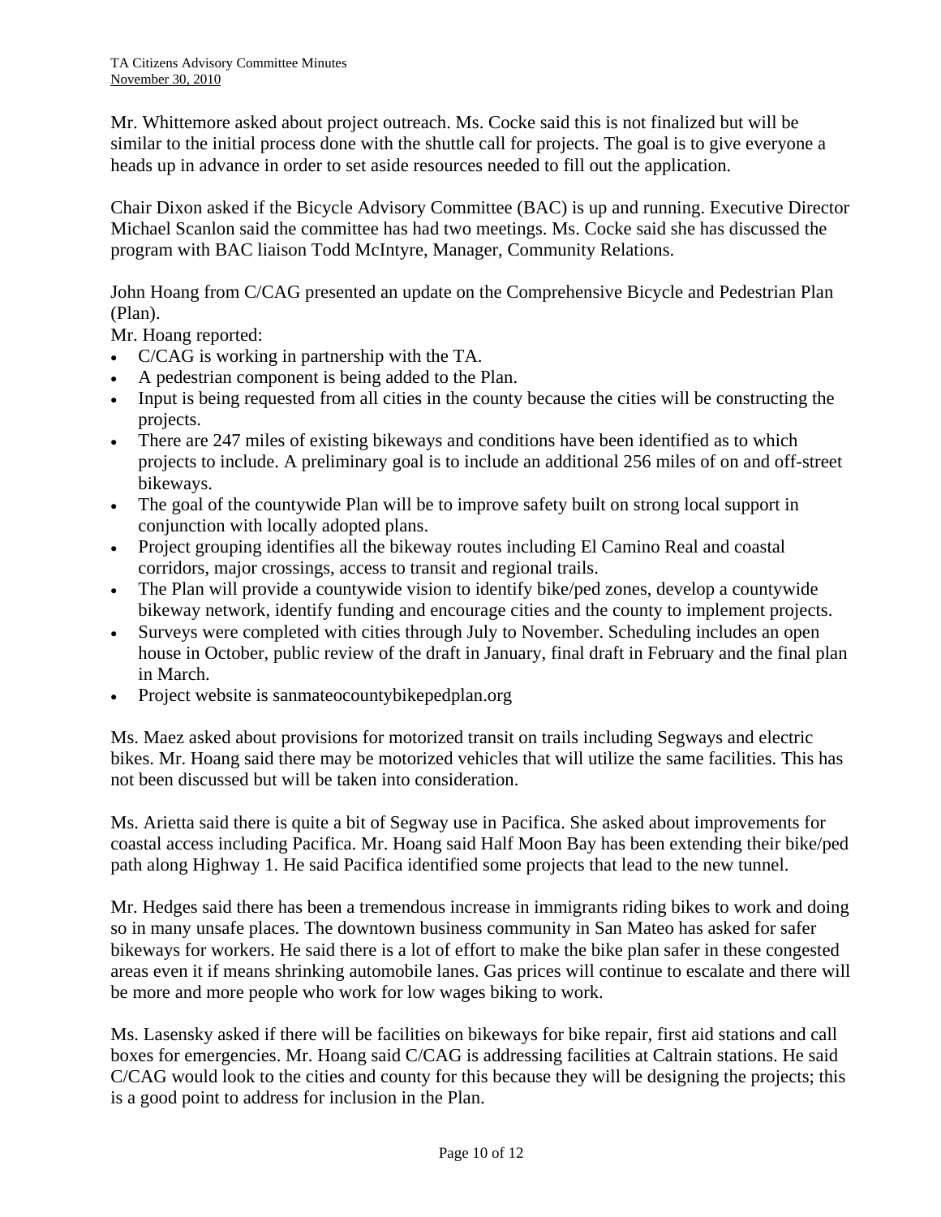Mr. Whittemore asked about project outreach. Ms. Cocke said this is not finalized but will be similar to the initial process done with the shuttle call for projects. The goal is to give everyone a heads up in advance in order to set aside resources needed to fill out the application.

Chair Dixon asked if the Bicycle Advisory Committee (BAC) is up and running. Executive Director Michael Scanlon said the committee has had two meetings. Ms. Cocke said she has discussed the program with BAC liaison Todd McIntyre, Manager, Community Relations.

John Hoang from C/CAG presented an update on the Comprehensive Bicycle and Pedestrian Plan (Plan).

Mr. Hoang reported:

- C/CAG is working in partnership with the TA.
- A pedestrian component is being added to the Plan.
- Input is being requested from all cities in the county because the cities will be constructing the projects.
- There are 247 miles of existing bikeways and conditions have been identified as to which projects to include. A preliminary goal is to include an additional 256 miles of on and off-street bikeways.
- The goal of the countywide Plan will be to improve safety built on strong local support in conjunction with locally adopted plans.
- Project grouping identifies all the bikeway routes including El Camino Real and coastal corridors, major crossings, access to transit and regional trails.
- The Plan will provide a countywide vision to identify bike/ped zones, develop a countywide bikeway network, identify funding and encourage cities and the county to implement projects.
- Surveys were completed with cities through July to November. Scheduling includes an open house in October, public review of the draft in January, final draft in February and the final plan in March.
- Project website is sanmateocountybikepedplan.org

Ms. Maez asked about provisions for motorized transit on trails including Segways and electric bikes. Mr. Hoang said there may be motorized vehicles that will utilize the same facilities. This has not been discussed but will be taken into consideration.

Ms. Arietta said there is quite a bit of Segway use in Pacifica. She asked about improvements for coastal access including Pacifica. Mr. Hoang said Half Moon Bay has been extending their bike/ped path along Highway 1. He said Pacifica identified some projects that lead to the new tunnel.

Mr. Hedges said there has been a tremendous increase in immigrants riding bikes to work and doing so in many unsafe places. The downtown business community in San Mateo has asked for safer bikeways for workers. He said there is a lot of effort to make the bike plan safer in these congested areas even it if means shrinking automobile lanes. Gas prices will continue to escalate and there will be more and more people who work for low wages biking to work.

Ms. Lasensky asked if there will be facilities on bikeways for bike repair, first aid stations and call boxes for emergencies. Mr. Hoang said C/CAG is addressing facilities at Caltrain stations. He said C/CAG would look to the cities and county for this because they will be designing the projects; this is a good point to address for inclusion in the Plan.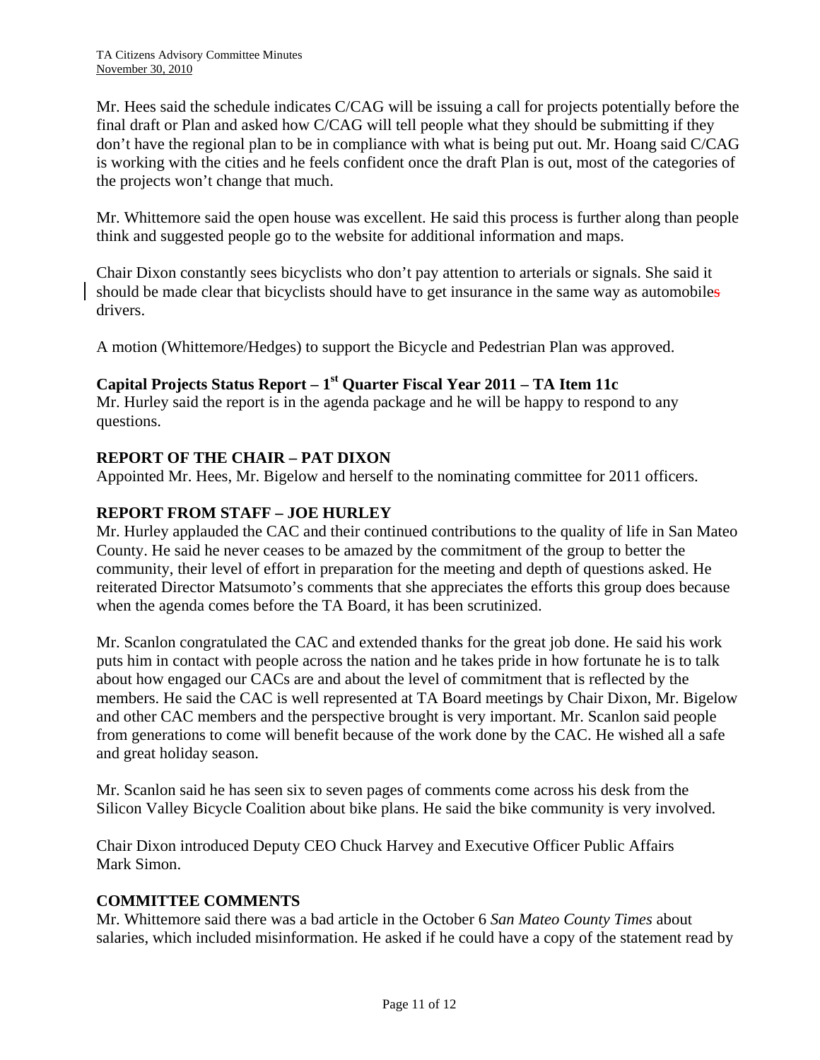Mr. Hees said the schedule indicates C/CAG will be issuing a call for projects potentially before the final draft or Plan and asked how C/CAG will tell people what they should be submitting if they don't have the regional plan to be in compliance with what is being put out. Mr. Hoang said C/CAG is working with the cities and he feels confident once the draft Plan is out, most of the categories of the projects won't change that much.

Mr. Whittemore said the open house was excellent. He said this process is further along than people think and suggested people go to the website for additional information and maps.

Chair Dixon constantly sees bicyclists who don't pay attention to arterials or signals. She said it should be made clear that bicyclists should have to get insurance in the same way as automobiles drivers.

A motion (Whittemore/Hedges) to support the Bicycle and Pedestrian Plan was approved.

## Capital Projects Status Report – 1st Quarter Fiscal Year 2011 – TA Item 11c

Mr. Hurley said the report is in the agenda package and he will be happy to respond to any questions.

## REPORT OF THE CHAIR – PAT DIXON

Appointed Mr. Hees, Mr. Bigelow and herself to the nominating committee for 2011 officers.

## REPORT FROM STAFF – JOE HURLEY

Mr. Hurley applauded the CAC and their continued contributions to the quality of life in San Mateo County. He said he never ceases to be amazed by the commitment of the group to better the community, their level of effort in preparation for the meeting and depth of questions asked. He reiterated Director Matsumoto's comments that she appreciates the efforts this group does because when the agenda comes before the TA Board, it has been scrutinized.

Mr. Scanlon congratulated the CAC and extended thanks for the great job done. He said his work puts him in contact with people across the nation and he takes pride in how fortunate he is to talk about how engaged our CACs are and about the level of commitment that is reflected by the members. He said the CAC is well represented at TA Board meetings by Chair Dixon, Mr. Bigelow and other CAC members and the perspective brought is very important. Mr. Scanlon said people from generations to come will benefit because of the work done by the CAC. He wished all a safe and great holiday season.

Mr. Scanlon said he has seen six to seven pages of comments come across his desk from the Silicon Valley Bicycle Coalition about bike plans. He said the bike community is very involved.

Chair Dixon introduced Deputy CEO Chuck Harvey and Executive Officer Public Affairs Mark Simon.

## COMMITTEE COMMENTS

Mr. Whittemore said there was a bad article in the October 6 *San Mateo County Times* about salaries, which included misinformation. He asked if he could have a copy of the statement read by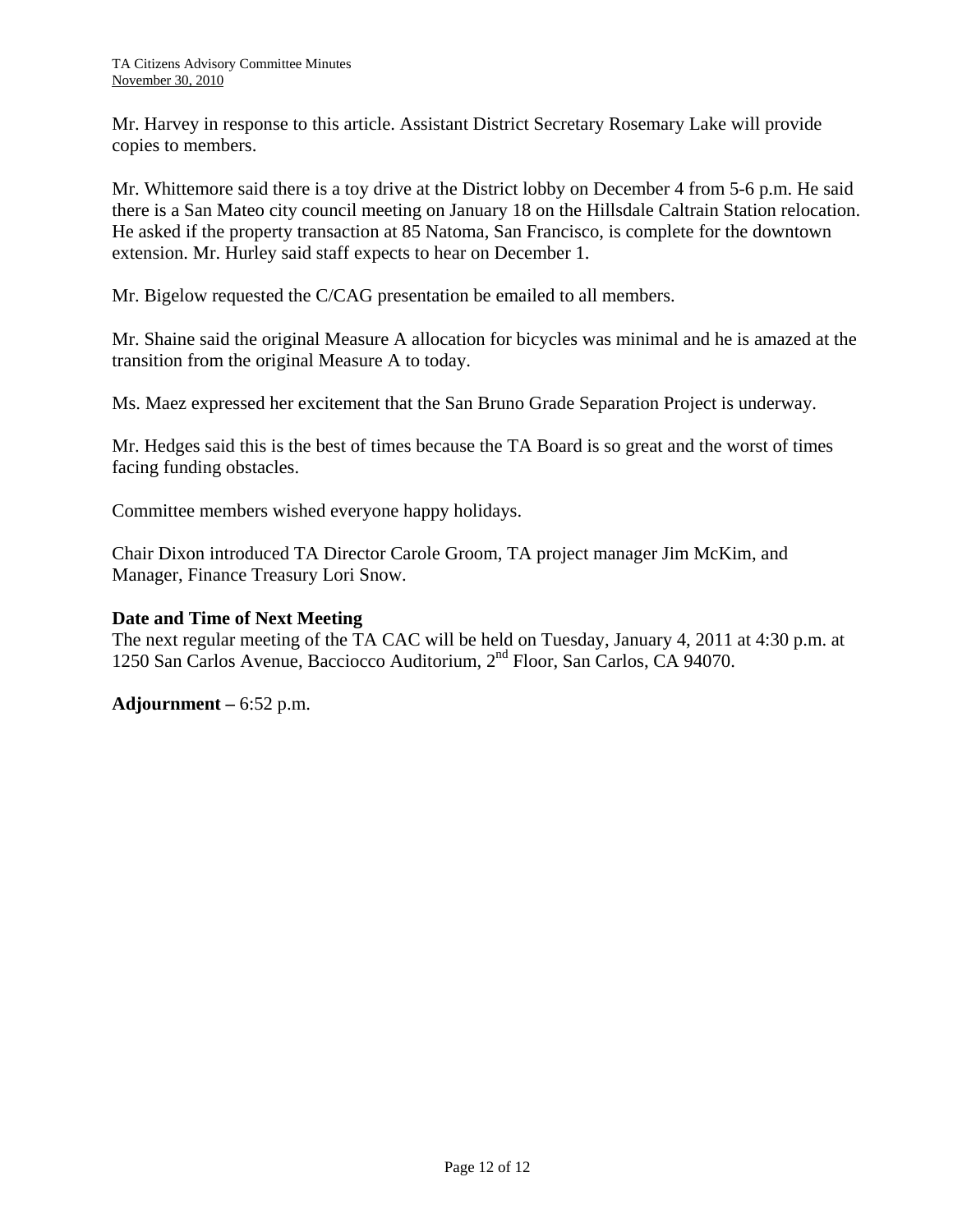Mr. Harvey in response to this article. Assistant District Secretary Rosemary Lake will provide copies to members.

Mr. Whittemore said there is a toy drive at the District lobby on December 4 from 5-6 p.m. He said there is a San Mateo city council meeting on January 18 on the Hillsdale Caltrain Station relocation. He asked if the property transaction at 85 Natoma, San Francisco, is complete for the downtown extension. Mr. Hurley said staff expects to hear on December 1.

Mr. Bigelow requested the C/CAG presentation be emailed to all members.

Mr. Shaine said the original Measure A allocation for bicycles was minimal and he is amazed at the transition from the original Measure A to today.

Ms. Maez expressed her excitement that the San Bruno Grade Separation Project is underway.

Mr. Hedges said this is the best of times because the TA Board is so great and the worst of times facing funding obstacles.

Committee members wished everyone happy holidays.

Chair Dixon introduced TA Director Carole Groom, TA project manager Jim McKim, and Manager, Finance Treasury Lori Snow.

**Date and Time of Next Meeting**

The next regular meeting of the TA CAC will be held on Tuesday, January 4, 2011 at 4:30 p.m. at 1250 San Carlos Avenue, Bacciocco Auditorium, 2nd Floor, San Carlos, CA 94070.

**Adjournment –** 6:52 p.m.